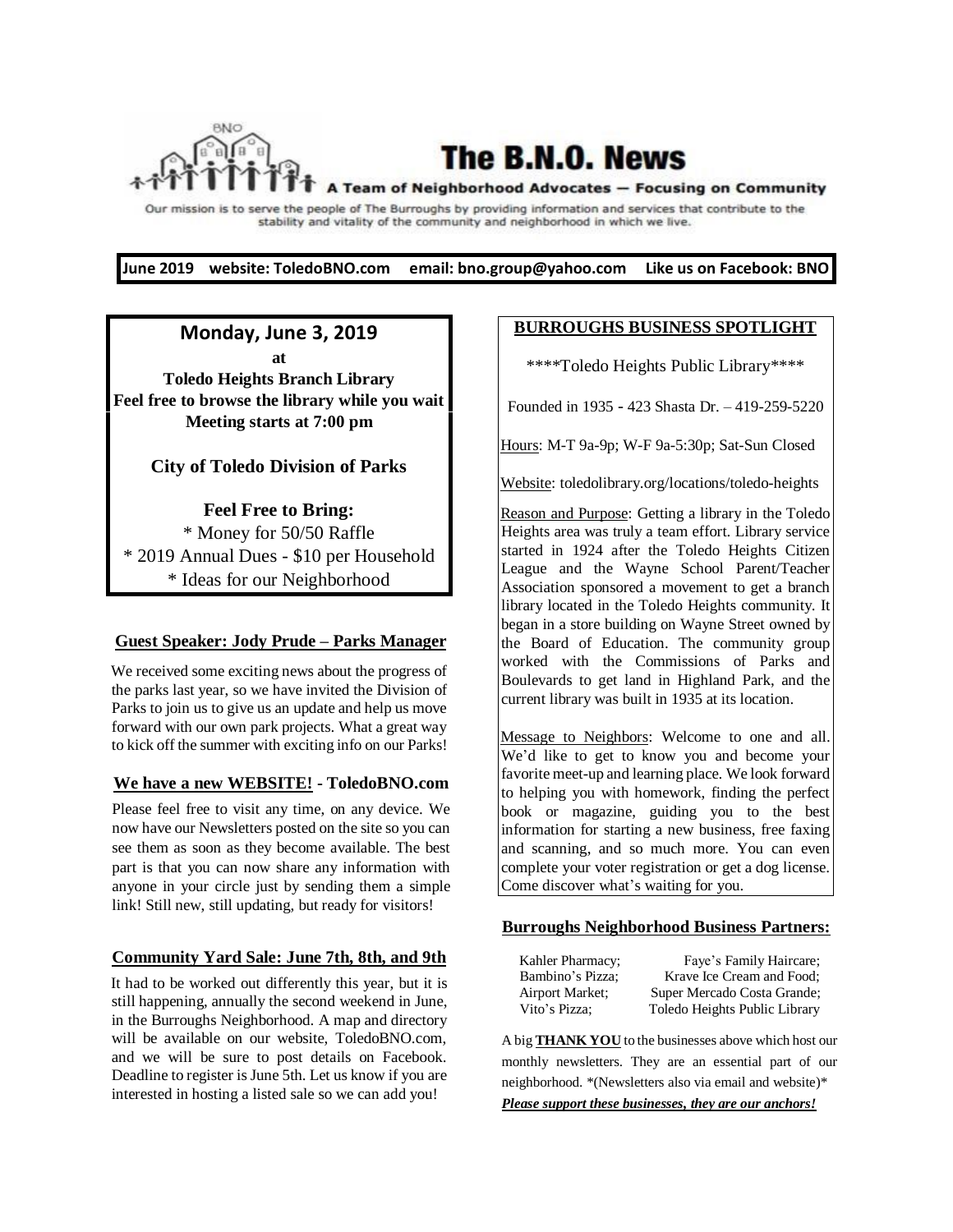# The B.N.O. News

A Team of Neighborhood Advocates — Focusing on Community

Our mission is to serve the people of The Burroughs by providing information and services that contribute to the stability and vitality of the community and neighborhood in which we live.

**June 2019 website: ToledoBNO.com email: bno.group@yahoo.com Like us on Facebook: BNO**

## Monday, June 3, 2019

**at**

**Toledo Heights Branch Library**

**Feel free to browse the library while you wait**

**Meeting starts at 7:00 pm**

**City of Toledo Division of Parks**

**Feel Free to Bring:**

* Money for 50/50 Raffle
* 2019 Annual Dues - $10 per Household
* Ideas for our Neighborhood

### Guest Speaker: Jody Prude – Parks Manager

We received some exciting news about the progress of the parks last year, so we have invited the Division of Parks to join us to give us an update and help us move forward with our own park projects. What a great way to kick off the summer with exciting info on our Parks!

### We have a new WEBSITE! - ToledoBNO.com

Please feel free to visit any time, on any device. We now have our Newsletters posted on the site so you can see them as soon as they become available. The best part is that you can now share any information with anyone in your circle just by sending them a simple link! Still new, still updating, but ready for visitors!

### Community Yard Sale: June 7th, 8th, and 9th

It had to be worked out differently this year, but it is still happening, annually the second weekend in June, in the Burroughs Neighborhood. A map and directory will be available on our website, ToledoBNO.com, and we will be sure to post details on Facebook. Deadline to register is June 5th. Let us know if you are interested in hosting a listed sale so we can add you!

### BURROUGHS BUSINESS SPOTLIGHT

****Toledo Heights Public Library****

Founded in 1935 - 423 Shasta Dr. – 419-259-5220

Hours: M-T 9a-9p; W-F 9a-5:30p; Sat-Sun Closed

Website: toledolibrary.org/locations/toledo-heights

Reason and Purpose: Getting a library in the Toledo Heights area was truly a team effort. Library service started in 1924 after the Toledo Heights Citizen League and the Wayne School Parent/Teacher Association sponsored a movement to get a branch library located in the Toledo Heights community. It began in a store building on Wayne Street owned by the Board of Education. The community group worked with the Commissions of Parks and Boulevards to get land in Highland Park, and the current library was built in 1935 at its location.

Message to Neighbors: Welcome to one and all. We'd like to get to know you and become your favorite meet-up and learning place. We look forward to helping you with homework, finding the perfect book or magazine, guiding you to the best information for starting a new business, free faxing and scanning, and so much more. You can even complete your voter registration or get a dog license. Come discover what's waiting for you.

### Burroughs Neighborhood Business Partners:

| | |
|---|---|
| Kahler Pharmacy; | Faye's Family Haircare; |
| Bambino's Pizza; | Krave Ice Cream and Food; |
| Airport Market; | Super Mercado Costa Grande; |
| Vito's Pizza; | Toledo Heights Public Library |

A big **THANK YOU** to the businesses above which host our monthly newsletters. They are an essential part of our neighborhood. *(Newsletters also via email and website)*

***Please support these businesses, they are our anchors!***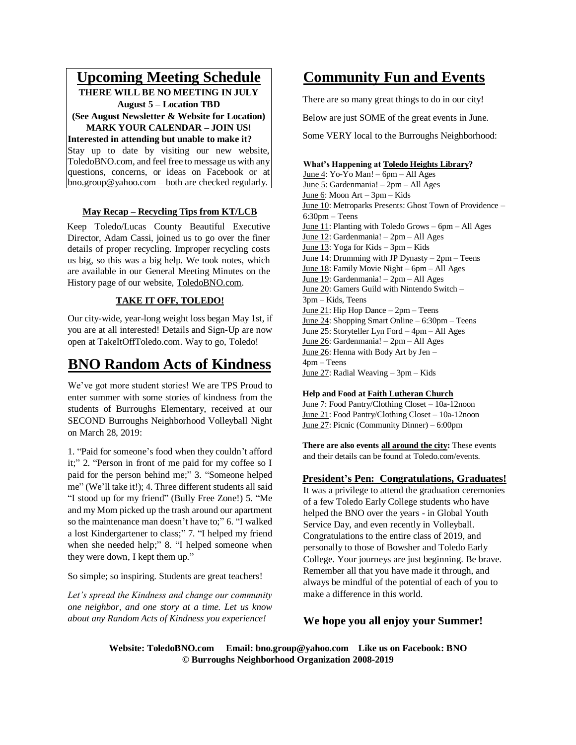## Upcoming Meeting Schedule

**THERE WILL BE NO MEETING IN JULY**

**August 5 – Location TBD**

**(See August Newsletter & Website for Location)**

**MARK YOUR CALENDAR – JOIN US!**

**Interested in attending but unable to make it?**

Stay up to date by visiting our new website, ToledoBNO.com, and feel free to message us with any questions, concerns, or ideas on Facebook or at bno.group@yahoo.com – both are checked regularly.

### May Recap – Recycling Tips from KT/LCB

Keep Toledo/Lucas County Beautiful Executive Director, Adam Cassi, joined us to go over the finer details of proper recycling. Improper recycling costs us big, so this was a big help. We took notes, which are available in our General Meeting Minutes on the History page of our website, ToledoBNO.com.

### TAKE IT OFF, TOLEDO!

Our city-wide, year-long weight loss began May 1st, if you are at all interested! Details and Sign-Up are now open at TakeItOffToledo.com. Way to go, Toledo!

## BNO Random Acts of Kindness

We've got more student stories! We are TPS Proud to enter summer with some stories of kindness from the students of Burroughs Elementary, received at our SECOND Burroughs Neighborhood Volleyball Night on March 28, 2019:

1. "Paid for someone's food when they couldn't afford it;" 2. "Person in front of me paid for my coffee so I paid for the person behind me;" 3. "Someone helped me" (We'll take it!); 4. Three different students all said "I stood up for my friend" (Bully Free Zone!) 5. "Me and my Mom picked up the trash around our apartment so the maintenance man doesn't have to;" 6. "I walked a lost Kindergartener to class;" 7. "I helped my friend when she needed help;" 8. "I helped someone when they were down, I kept them up."

So simple; so inspiring. Students are great teachers!

*Let's spread the Kindness and change our community one neighbor, and one story at a time. Let us know about any Random Acts of Kindness you experience!*

## Community Fun and Events

There are so many great things to do in our city!

Below are just SOME of the great events in June.

Some VERY local to the Burroughs Neighborhood:

**What's Happening at Toledo Heights Library?**

June 4: Yo-Yo Man! – 6pm – All Ages
June 5: Gardenmania! – 2pm – All Ages
June 6: Moon Art – 3pm – Kids
June 10: Metroparks Presents: Ghost Town of Providence – 6:30pm – Teens
June 11: Planting with Toledo Grows – 6pm – All Ages
June 12: Gardenmania! – 2pm – All Ages
June 13: Yoga for Kids – 3pm – Kids
June 14: Drumming with JP Dynasty – 2pm – Teens
June 18: Family Movie Night – 6pm – All Ages
June 19: Gardenmania! – 2pm – All Ages
June 20: Gamers Guild with Nintendo Switch – 3pm – Kids, Teens
June 21: Hip Hop Dance – 2pm – Teens
June 24: Shopping Smart Online – 6:30pm – Teens
June 25: Storyteller Lyn Ford – 4pm – All Ages
June 26: Gardenmania! – 2pm – All Ages
June 26: Henna with Body Art by Jen – 4pm – Teens
June 27: Radial Weaving – 3pm – Kids

**Help and Food at Faith Lutheran Church**

June 7: Food Pantry/Clothing Closet – 10a-12noon
June 21: Food Pantry/Clothing Closet – 10a-12noon
June 27: Picnic (Community Dinner) – 6:00pm

**There are also events all around the city:** These events and their details can be found at Toledo.com/events.

### President's Pen: Congratulations, Graduates!

It was a privilege to attend the graduation ceremonies of a few Toledo Early College students who have helped the BNO over the years - in Global Youth Service Day, and even recently in Volleyball. Congratulations to the entire class of 2019, and personally to those of Bowsher and Toledo Early College. Your journeys are just beginning. Be brave. Remember all that you have made it through, and always be mindful of the potential of each of you to make a difference in this world.

**We hope you all enjoy your Summer!**

**Website: ToledoBNO.com Email: bno.group@yahoo.com Like us on Facebook: BNO**
**© Burroughs Neighborhood Organization 2008-2019**